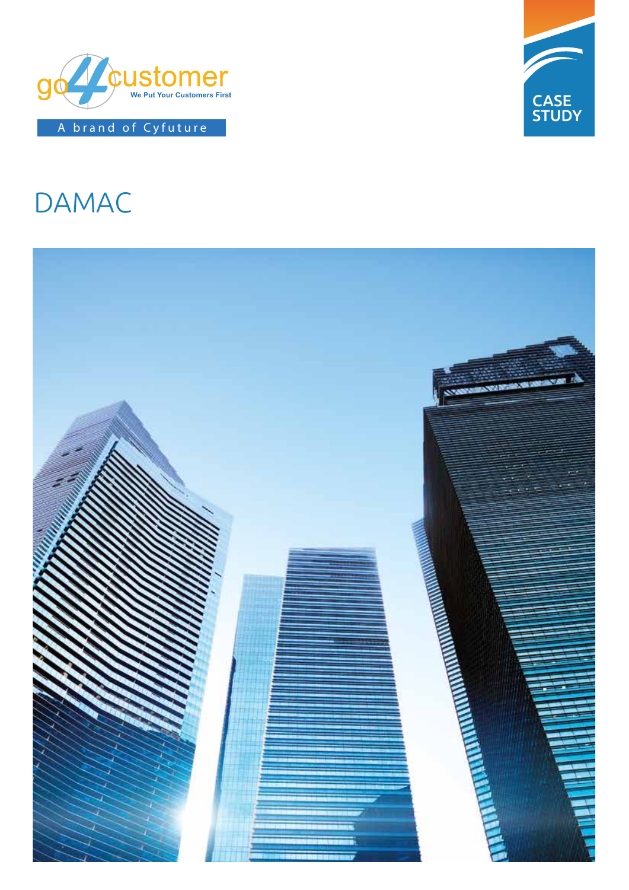go4customer
We Put Your Customers First

A brand of Cyfuture

CASE STUDY

# DAMAC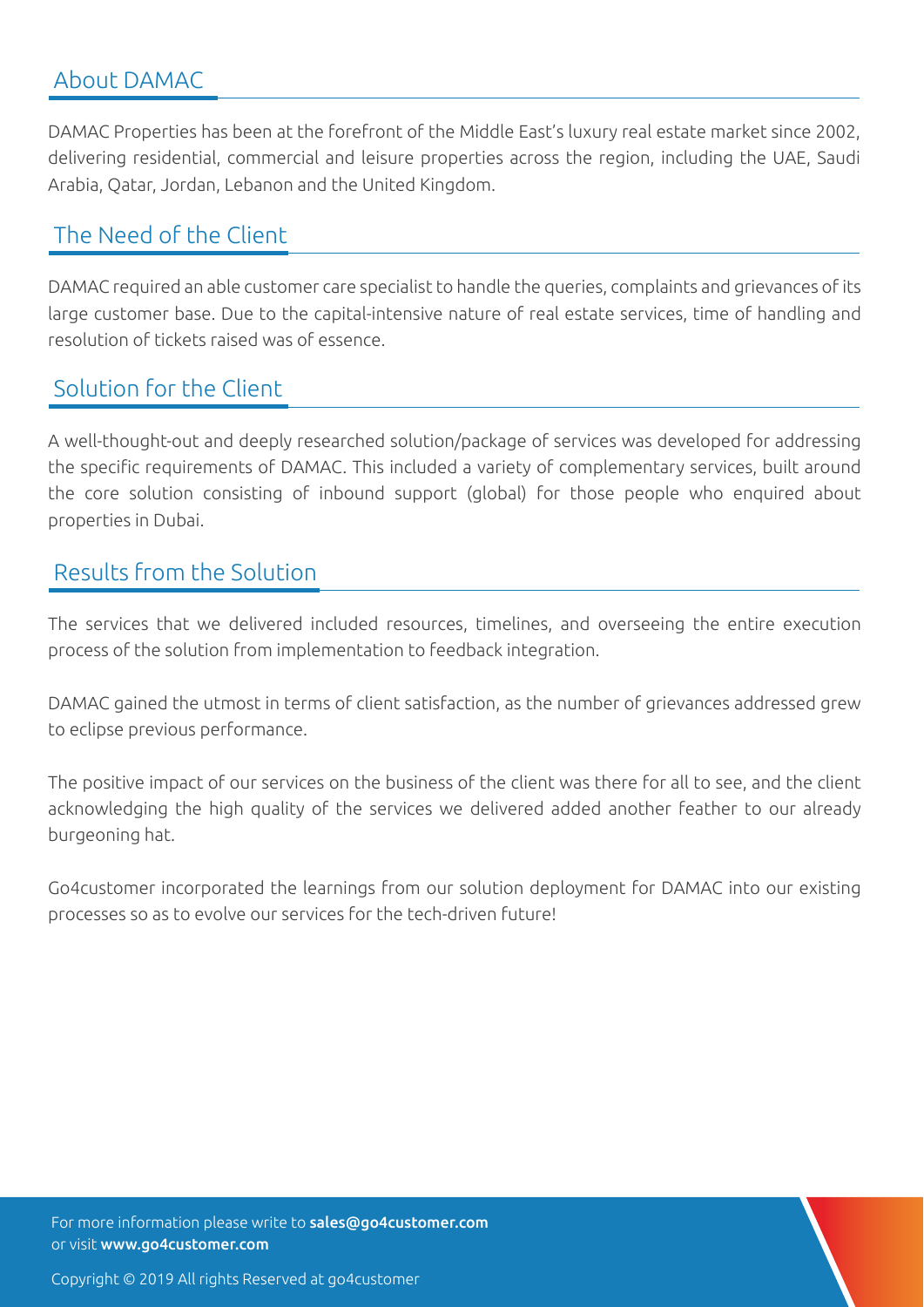## About DAMAC

DAMAC Properties has been at the forefront of the Middle East's luxury real estate market since 2002, delivering residential, commercial and leisure properties across the region, including the UAE, Saudi Arabia, Qatar, Jordan, Lebanon and the United Kingdom.

## The Need of the Client

DAMAC required an able customer care specialist to handle the queries, complaints and grievances of its large customer base. Due to the capital-intensive nature of real estate services, time of handling and resolution of tickets raised was of essence.

## Solution for the Client

A well-thought-out and deeply researched solution/package of services was developed for addressing the specific requirements of DAMAC. This included a variety of complementary services, built around the core solution consisting of inbound support (global) for those people who enquired about properties in Dubai.

## Results from the Solution

The services that we delivered included resources, timelines, and overseeing the entire execution process of the solution from implementation to feedback integration.

DAMAC gained the utmost in terms of client satisfaction, as the number of grievances addressed grew to eclipse previous performance.

The positive impact of our services on the business of the client was there for all to see, and the client acknowledging the high quality of the services we delivered added another feather to our already burgeoning hat.

Go4customer incorporated the learnings from our solution deployment for DAMAC into our existing processes so as to evolve our services for the tech-driven future!

For more information please write to **sales@go4customer.com**
or visit **www.go4customer.com**

Copyright © 2019 All rights Reserved at go4customer